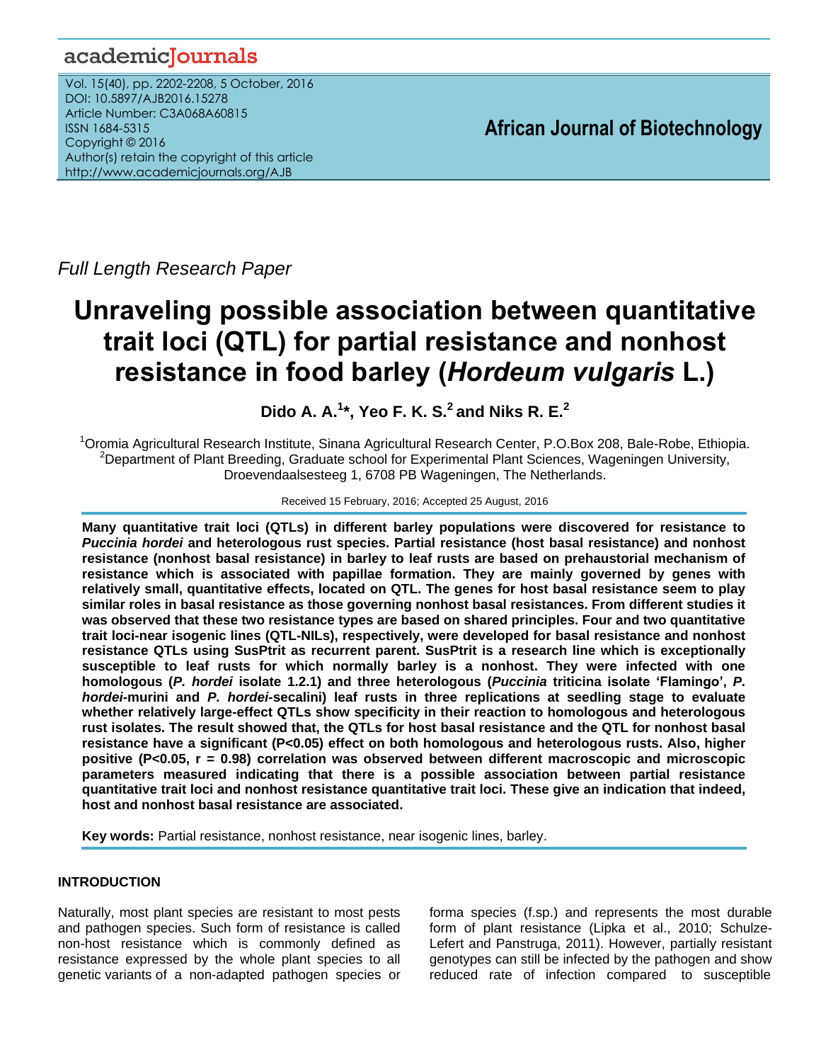Full Length Research Paper

# Unraveling possible association between quantitative trait loci (QTL) for partial resistance and nonhost resistance in food barley (*Hordeum vulgaris* L.)

**Dido A. A.[1]*, Yeo F. K. S.[2] and Niks R. E.[2]**

[1]Oromia Agricultural Research Institute, Sinana Agricultural Research Center, P.O.Box 208, Bale-Robe, Ethiopia.
[2]Department of Plant Breeding, Graduate school for Experimental Plant Sciences, Wageningen University, Droevendaalsesteeg 1, 6708 PB Wageningen, The Netherlands.

Received 15 February, 2016; Accepted 25 August, 2016

**Many quantitative trait loci (QTLs) in different barley populations were discovered for resistance to *Puccinia hordei* and heterologous rust species. Partial resistance (host basal resistance) and nonhost resistance (nonhost basal resistance) in barley to leaf rusts are based on prehaustorial mechanism of resistance which is associated with papillae formation. They are mainly governed by genes with relatively small, quantitative effects, located on QTL. The genes for host basal resistance seem to play similar roles in basal resistance as those governing nonhost basal resistances. From different studies it was observed that these two resistance types are based on shared principles. Four and two quantitative trait loci-near isogenic lines (QTL-NILs), respectively, were developed for basal resistance and nonhost resistance QTLs using SusPtrit as recurrent parent. SusPtrit is a research line which is exceptionally susceptible to leaf rusts for which normally barley is a nonhost. They were infected with one homologous (*P. hordei* isolate 1.2.1) and three heterologous (*Puccinia* triticina isolate 'Flamingo', *P. hordei*-murini and *P. hordei*-secalini) leaf rusts in three replications at seedling stage to evaluate whether relatively large-effect QTLs show specificity in their reaction to homologous and heterologous rust isolates. The result showed that, the QTLs for host basal resistance and the QTL for nonhost basal resistance have a significant ($P<0.05$) effect on both homologous and heterologous rusts. Also, higher positive ($P<0.05$, $r = 0.98$) correlation was observed between different macroscopic and microscopic parameters measured indicating that there is a possible association between partial resistance quantitative trait loci and nonhost resistance quantitative trait loci. These give an indication that indeed, host and nonhost basal resistance are associated.**

**Key words:** Partial resistance, nonhost resistance, near isogenic lines, barley.

## INTRODUCTION

Naturally, most plant species are resistant to most pests and pathogen species. Such form of resistance is called non-host resistance which is commonly defined as resistance expressed by the whole plant species to all genetic variants of a non-adapted pathogen species or forma species (f.sp.) and represents the most durable form of plant resistance (Lipka et al., 2010; Schulze-Lefert and Panstruga, 2011). However, partially resistant genotypes can still be infected by the pathogen and show reduced rate of infection compared to susceptible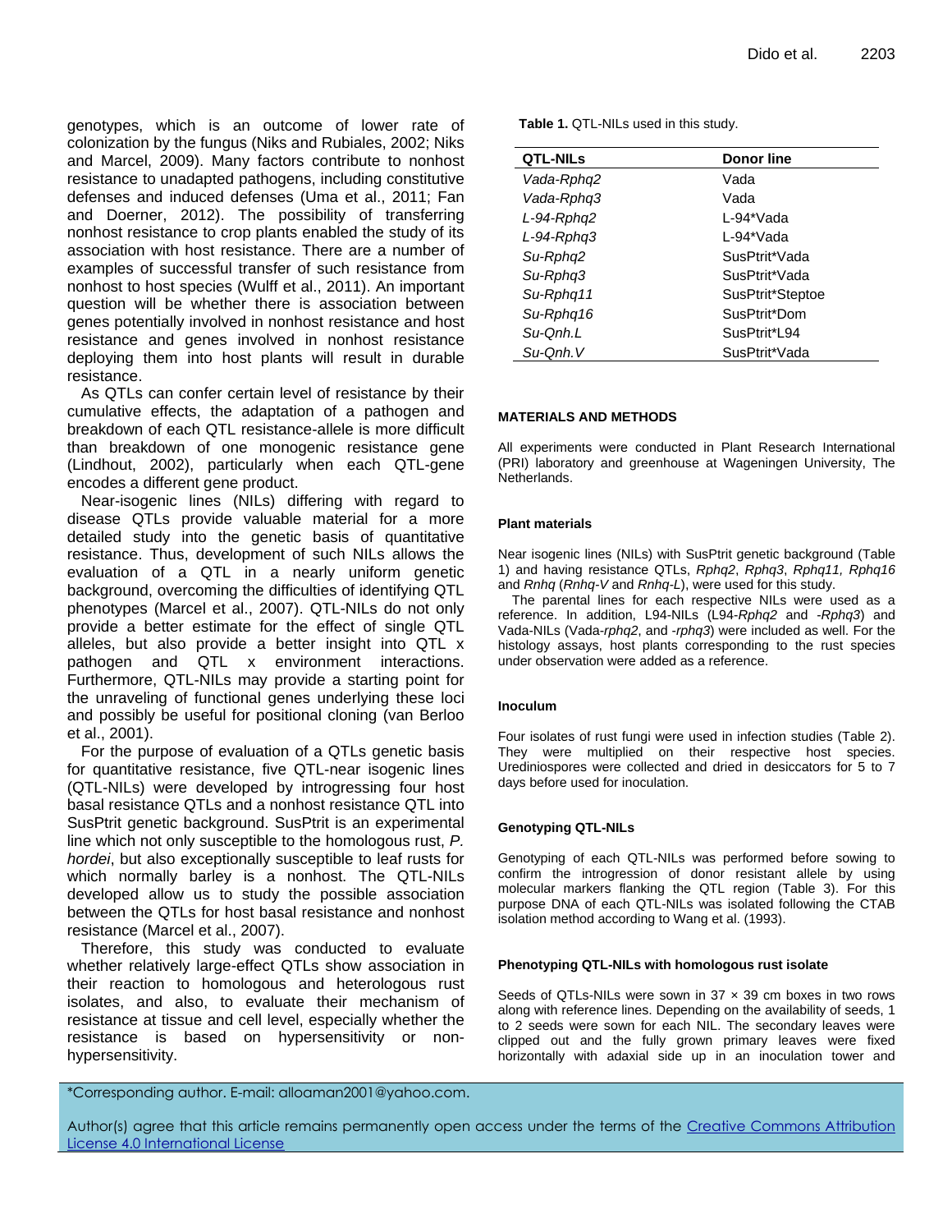genotypes, which is an outcome of lower rate of colonization by the fungus (Niks and Rubiales, 2002; Niks and Marcel, 2009). Many factors contribute to nonhost resistance to unadapted pathogens, including constitutive defenses and induced defenses (Uma et al., 2011; Fan and Doerner, 2012). The possibility of transferring nonhost resistance to crop plants enabled the study of its association with host resistance. There are a number of examples of successful transfer of such resistance from nonhost to host species (Wulff et al., 2011). An important question will be whether there is association between genes potentially involved in nonhost resistance and host resistance and genes involved in nonhost resistance deploying them into host plants will result in durable resistance.

As QTLs can confer certain level of resistance by their cumulative effects, the adaptation of a pathogen and breakdown of each QTL resistance-allele is more difficult than breakdown of one monogenic resistance gene (Lindhout, 2002), particularly when each QTL-gene encodes a different gene product.

Near-isogenic lines (NILs) differing with regard to disease QTLs provide valuable material for a more detailed study into the genetic basis of quantitative resistance. Thus, development of such NILs allows the evaluation of a QTL in a nearly uniform genetic background, overcoming the difficulties of identifying QTL phenotypes (Marcel et al., 2007). QTL-NILs do not only provide a better estimate for the effect of single QTL alleles, but also provide a better insight into QTL x pathogen and QTL x environment interactions. Furthermore, QTL-NILs may provide a starting point for the unraveling of functional genes underlying these loci and possibly be useful for positional cloning (van Berloo et al., 2001).

For the purpose of evaluation of a QTLs genetic basis for quantitative resistance, five QTL-near isogenic lines (QTL-NILs) were developed by introgressing four host basal resistance QTLs and a nonhost resistance QTL into SusPtrit genetic background. SusPtrit is an experimental line which not only susceptible to the homologous rust, *P. hordei*, but also exceptionally susceptible to leaf rusts for which normally barley is a nonhost. The QTL-NILs developed allow us to study the possible association between the QTLs for host basal resistance and nonhost resistance (Marcel et al., 2007).

Therefore, this study was conducted to evaluate whether relatively large-effect QTLs show association in their reaction to homologous and heterologous rust isolates, and also, to evaluate their mechanism of resistance at tissue and cell level, especially whether the resistance is based on hypersensitivity or non-hypersensitivity.

**Table 1.** QTL-NILs used in this study.

| QTL-NILs | Donor line |
|---|---|
| *Vada-Rphq2* | Vada |
| *Vada-Rphq3* | Vada |
| *L-94-Rphq2* | L-94*Vada |
| *L-94-Rphq3* | L-94*Vada |
| *Su-Rphq2* | SusPtrit*Vada |
| *Su-Rphq3* | SusPtrit*Vada |
| *Su-Rphq11* | SusPtrit*Steptoe |
| *Su-Rphq16* | SusPtrit*Dom |
| *Su-Qnh.L* | SusPtrit*L94 |
| *Su-Qnh.V* | SusPtrit*Vada |

## MATERIALS AND METHODS

All experiments were conducted in Plant Research International (PRI) laboratory and greenhouse at Wageningen University, The Netherlands.

### Plant materials

Near isogenic lines (NILs) with SusPtrit genetic background (Table 1) and having resistance QTLs, *Rphq2*, *Rphq3*, *Rphq11, Rphq16* and *Rnhq* (*Rnhq-V* and *Rnhq-L*), were used for this study.

The parental lines for each respective NILs were used as a reference. In addition, L94-NILs (L94-*Rphq2* and -*Rphq3*) and Vada-NILs (Vada-*rphq2*, and -*rphq3*) were included as well. For the histology assays, host plants corresponding to the rust species under observation were added as a reference.

### Inoculum

Four isolates of rust fungi were used in infection studies (Table 2). They were multiplied on their respective host species. Urediniospores were collected and dried in desiccators for 5 to 7 days before used for inoculation.

### Genotyping QTL-NILs

Genotyping of each QTL-NILs was performed before sowing to confirm the introgression of donor resistant allele by using molecular markers flanking the QTL region (Table 3). For this purpose DNA of each QTL-NILs was isolated following the CTAB isolation method according to Wang et al. (1993).

### Phenotyping QTL-NILs with homologous rust isolate

Seeds of QTLs-NILs were sown in 37 × 39 cm boxes in two rows along with reference lines. Depending on the availability of seeds, 1 to 2 seeds were sown for each NIL. The secondary leaves were clipped out and the fully grown primary leaves were fixed horizontally with adaxial side up in an inoculation tower and

*Corresponding author. E-mail: alloaman2001@yahoo.com.

Author(s) agree that this article remains permanently open access under the terms of the Creative Commons Attribution License 4.0 International License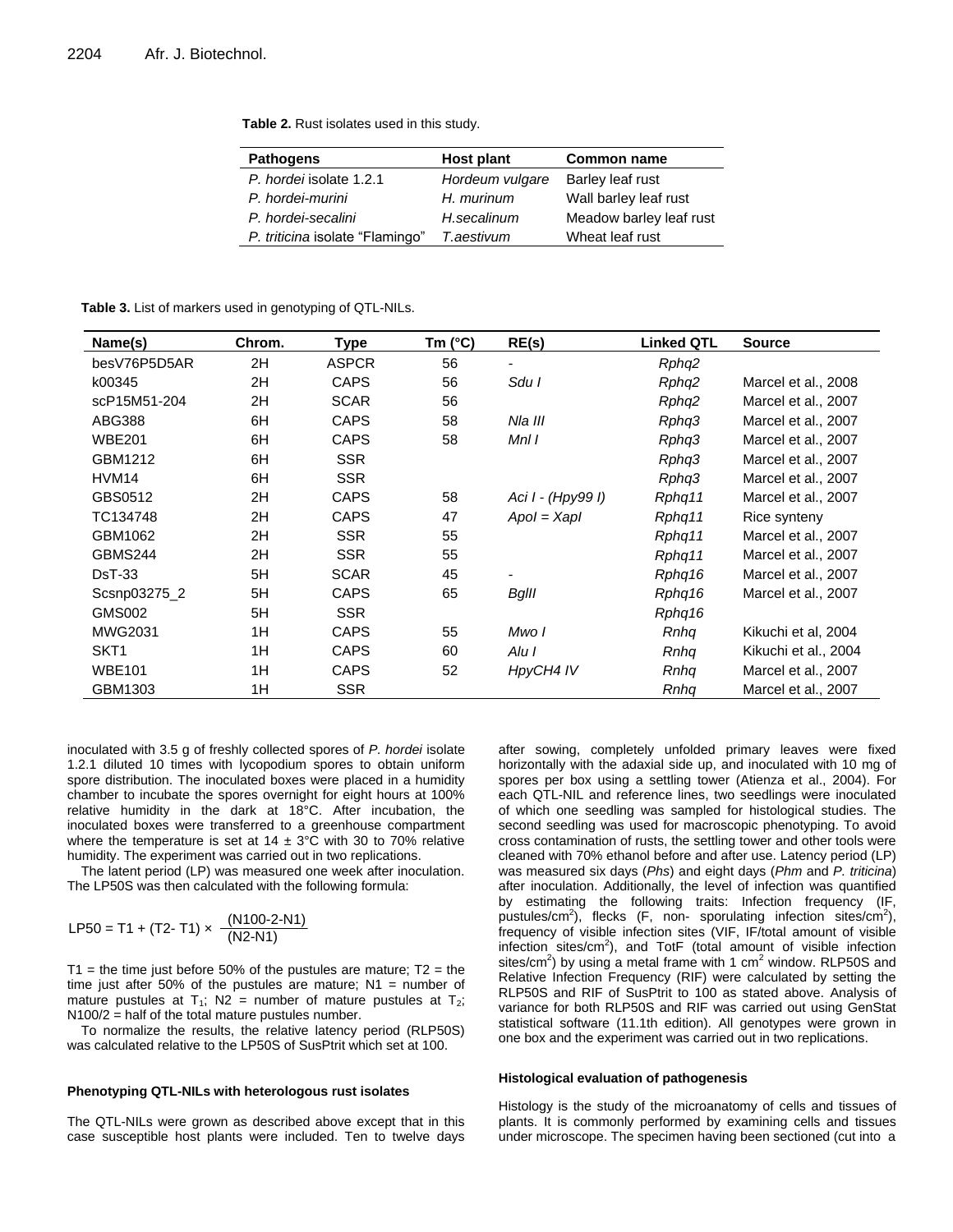**Table 2.** Rust isolates used in this study.

| Pathogens | Host plant | Common name |
|---|---|---|
| *P. hordei* isolate 1.2.1 | *Hordeum vulgare* | Barley leaf rust |
| *P. hordei-murini* | *H. murinum* | Wall barley leaf rust |
| *P. hordei-secalini* | *H.secalinum* | Meadow barley leaf rust |
| *P. triticina* isolate "Flamingo" | *T.aestivum* | Wheat leaf rust |

**Table 3.** List of markers used in genotyping of QTL-NILs.

| Name(s) | Chrom. | Type | Tm (°C) | RE(s) | Linked QTL | Source |
|---|---|---|---|---|---|---|
| besV76P5D5AR | 2H | ASPCR | 56 | - | *Rphq2* | |
| k00345 | 2H | CAPS | 56 | *Sdu I* | *Rphq2* | Marcel et al., 2008 |
| scP15M51-204 | 2H | SCAR | 56 | | *Rphq2* | Marcel et al., 2007 |
| ABG388 | 6H | CAPS | 58 | *Nla III* | *Rphq3* | Marcel et al., 2007 |
| WBE201 | 6H | CAPS | 58 | *Mnl I* | *Rphq3* | Marcel et al., 2007 |
| GBM1212 | 6H | SSR | | | *Rphq3* | Marcel et al., 2007 |
| HVM14 | 6H | SSR | | | *Rphq3* | Marcel et al., 2007 |
| GBS0512 | 2H | CAPS | 58 | *Aci I - (Hpy99 I)* | *Rphq11* | Marcel et al., 2007 |
| TC134748 | 2H | CAPS | 47 | *ApoI = XapI* | *Rphq11* | Rice synteny |
| GBM1062 | 2H | SSR | 55 | | *Rphq11* | Marcel et al., 2007 |
| GBMS244 | 2H | SSR | 55 | | *Rphq11* | Marcel et al., 2007 |
| DsT-33 | 5H | SCAR | 45 | - | *Rphq16* | Marcel et al., 2007 |
| Scsnp03275_2 | 5H | CAPS | 65 | *BglII* | *Rphq16* | Marcel et al., 2007 |
| GMS002 | 5H | SSR | | | *Rphq16* | |
| MWG2031 | 1H | CAPS | 55 | *Mwo I* | *Rnhq* | Kikuchi et al, 2004 |
| SKT1 | 1H | CAPS | 60 | *Alu I* | *Rnhq* | Kikuchi et al., 2004 |
| WBE101 | 1H | CAPS | 52 | *HpyCH4 IV* | *Rnhq* | Marcel et al., 2007 |
| GBM1303 | 1H | SSR | | | *Rnhq* | Marcel et al., 2007 |

inoculated with 3.5 g of freshly collected spores of *P. hordei* isolate 1.2.1 diluted 10 times with lycopodium spores to obtain uniform spore distribution. The inoculated boxes were placed in a humidity chamber to incubate the spores overnight for eight hours at 100% relative humidity in the dark at 18°C. After incubation, the inoculated boxes were transferred to a greenhouse compartment where the temperature is set at 14 ± 3°C with 30 to 70% relative humidity. The experiment was carried out in two replications.

The latent period (LP) was measured one week after inoculation. The LP50S was then calculated with the following formula:

$$LP50 = T1 + (T2- T1) \times \frac{(N100\text{-}2\text{-}N1)}{(N2\text{-}N1)}$$

T1 = the time just before 50% of the pustules are mature; T2 = the time just after 50% of the pustules are mature; N1 = number of mature pustules at $T_1$; N2 = number of mature pustules at $T_2$; N100/2 = half of the total mature pustules number.

To normalize the results, the relative latency period (RLP50S) was calculated relative to the LP50S of SusPtrit which set at 100.

#### Phenotyping QTL-NILs with heterologous rust isolates

The QTL-NILs were grown as described above except that in this case susceptible host plants were included. Ten to twelve days after sowing, completely unfolded primary leaves were fixed horizontally with the adaxial side up, and inoculated with 10 mg of spores per box using a settling tower (Atienza et al., 2004). For each QTL-NIL and reference lines, two seedlings were inoculated of which one seedling was sampled for histological studies. The second seedling was used for macroscopic phenotyping. To avoid cross contamination of rusts, the settling tower and other tools were cleaned with 70% ethanol before and after use. Latency period (LP) was measured six days (*Phs*) and eight days (*Phm* and *P. triticina*) after inoculation. Additionally, the level of infection was quantified by estimating the following traits: Infection frequency (IF, pustules/cm$^2$), flecks (F, non- sporulating infection sites/cm$^2$), frequency of visible infection sites (VIF, IF/total amount of visible infection sites/cm$^2$), and TotF (total amount of visible infection sites/cm$^2$) by using a metal frame with 1 cm$^2$ window. RLP50S and Relative Infection Frequency (RIF) were calculated by setting the RLP50S and RIF of SusPtrit to 100 as stated above. Analysis of variance for both RLP50S and RIF was carried out using GenStat statistical software (11.1th edition). All genotypes were grown in one box and the experiment was carried out in two replications.

#### Histological evaluation of pathogenesis

Histology is the study of the microanatomy of cells and tissues of plants. It is commonly performed by examining cells and tissues under microscope. The specimen having been sectioned (cut into a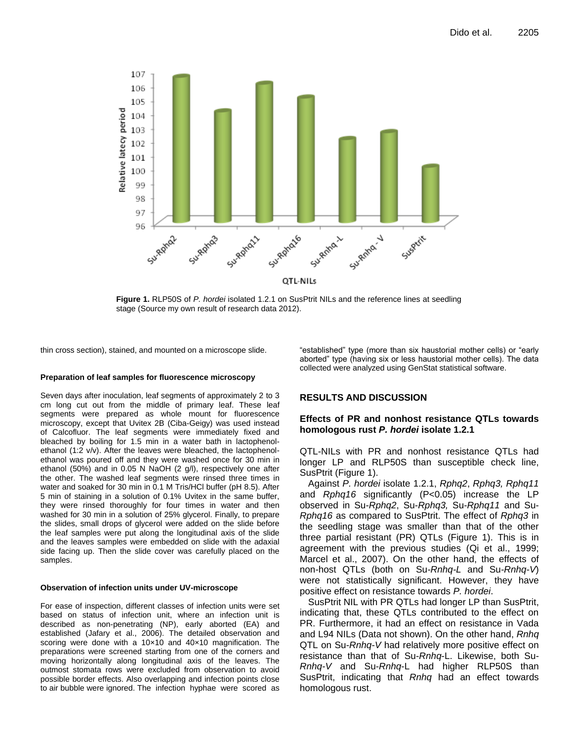**Figure 1.** RLP50S of *P. hordei* isolated 1.2.1 on SusPtrit NILs and the reference lines at seedling stage (Source my own result of research data 2012).

thin cross section), stained, and mounted on a microscope slide.

#### Preparation of leaf samples for fluorescence microscopy

Seven days after inoculation, leaf segments of approximately 2 to 3 cm long cut out from the middle of primary leaf. These leaf segments were prepared as whole mount for fluorescence microscopy, except that Uvitex 2B (Ciba-Geigy) was used instead of Calcofluor. The leaf segments were immediately fixed and bleached by boiling for 1.5 min in a water bath in lactophenol-ethanol (1:2 v/v). After the leaves were bleached, the lactophenol-ethanol was poured off and they were washed once for 30 min in ethanol (50%) and in 0.05 N NaOH (2 g/l), respectively one after the other. The washed leaf segments were rinsed three times in water and soaked for 30 min in 0.1 M Tris/HCl buffer (pH 8.5). After 5 min of staining in a solution of 0.1% Uvitex in the same buffer, they were rinsed thoroughly for four times in water and then washed for 30 min in a solution of 25% glycerol. Finally, to prepare the slides, small drops of glycerol were added on the slide before the leaf samples were put along the longitudinal axis of the slide and the leaves samples were embedded on slide with the adaxial side facing up. Then the slide cover was carefully placed on the samples.

#### Observation of infection units under UV-microscope

For ease of inspection, different classes of infection units were set based on status of infection unit, where an infection unit is described as non-penetrating (NP), early aborted (EA) and established (Jafary et al., 2006). The detailed observation and scoring were done with a 10×10 and 40×10 magnification. The preparations were screened starting from one of the corners and moving horizontally along longitudinal axis of the leaves. The outmost stomata rows were excluded from observation to avoid possible border effects. Also overlapping and infection points close to air bubble were ignored. The infection hyphae were scored as "established" type (more than six haustorial mother cells) or "early aborted" type (having six or less haustorial mother cells). The data collected were analyzed using GenStat statistical software.

## RESULTS AND DISCUSSION

### Effects of PR and nonhost resistance QTLs towards homologous rust *P. hordei* isolate 1.2.1

QTL-NILs with PR and nonhost resistance QTLs had longer LP and RLP50S than susceptible check line, SusPtrit (Figure 1).

Against *P. hordei* isolate 1.2.1, *Rphq2*, *Rphq3, Rphq11* and *Rphq16* significantly (P<0.05) increase the LP observed in Su-*Rphq2*, Su-*Rphq3,* Su-*Rphq11* and Su-*Rphq16* as compared to SusPtrit. The effect of *Rphq3* in the seedling stage was smaller than that of the other three partial resistant (PR) QTLs (Figure 1). This is in agreement with the previous studies (Qi et al., 1999; Marcel et al., 2007). On the other hand, the effects of non-host QTLs (both on Su-*Rnhq-L* and Su-*Rnhq-V*) were not statistically significant. However, they have positive effect on resistance towards *P. hordei*.

SusPtrit NIL with PR QTLs had longer LP than SusPtrit, indicating that, these QTLs contributed to the effect on PR. Furthermore, it had an effect on resistance in Vada and L94 NILs (Data not shown). On the other hand, *Rnhq* QTL on Su-*Rnhq-V* had relatively more positive effect on resistance than that of Su-*Rnhq*-L. Likewise, both Su-*Rnhq-V* and Su-*Rnhq*-L had higher RLP50S than SusPtrit, indicating that *Rnhq* had an effect towards homologous rust.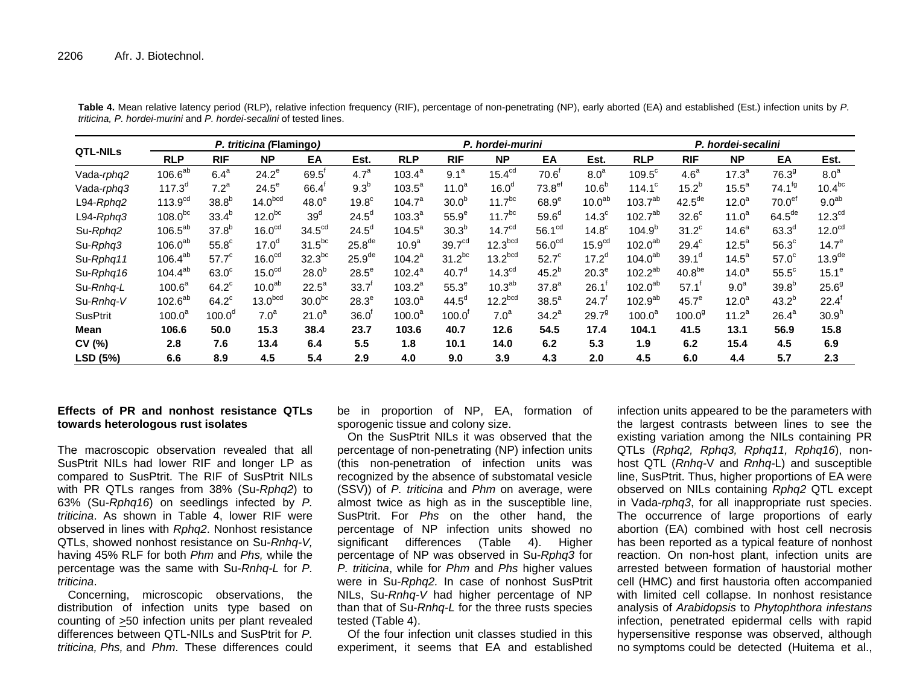**Table 4.** Mean relative latency period (RLP), relative infection frequency (RIF), percentage of non-penetrating (NP), early aborted (EA) and established (Est.) infection units by *P. triticina, P. hordei-murini* and *P. hordei-secalini* of tested lines.

| QTL-NILs | *P. triticina (*Flamingo*)* | | | | | *P. hordei-murini* | | | | | *P. hordei-secalini* | | | | |
|---|---|---|---|---|---|---|---|---|---|---|---|---|---|---|---|
| | RLP | RIF | NP | EA | Est. | RLP | RIF | NP | EA | Est. | RLP | RIF | NP | EA | Est. |
| Vada-*rphq2* | $106.6^{ab}$ | $6.4^{a}$ | $24.2^{e}$ | $69.5^{f}$ | $4.7^{a}$ | $103.4^{a}$ | $9.1^{a}$ | $15.4^{cd}$ | $70.6^{f}$ | $8.0^{a}$ | $109.5^{c}$ | $4.6^{a}$ | $17.3^{a}$ | $76.3^{g}$ | $8.0^{a}$ |
| Vada-*rphq3* | $117.3^{d}$ | $7.2^{a}$ | $24.5^{e}$ | $66.4^{f}$ | $9.3^{b}$ | $103.5^{a}$ | $11.0^{a}$ | $16.0^{d}$ | $73.8^{ef}$ | $10.6^{b}$ | $114.1^{c}$ | $15.2^{b}$ | $15.5^{a}$ | $74.1^{fg}$ | $10.4^{bc}$ |
| L94-*Rphq2* | $113.9^{cd}$ | $38.8^{b}$ | $14.0^{bcd}$ | $48.0^{e}$ | $19.8^{c}$ | $104.7^{a}$ | $30.0^{b}$ | $11.7^{bc}$ | $68.9^{e}$ | $10.0^{ab}$ | $103.7^{ab}$ | $42.5^{de}$ | $12.0^{a}$ | $70.0^{ef}$ | $9.0^{ab}$ |
| L94-*Rphq3* | $108.0^{bc}$ | $33.4^{b}$ | $12.0^{bc}$ | $39^{d}$ | $24.5^{d}$ | $103.3^{a}$ | $55.9^{e}$ | $11.7^{bc}$ | $59.6^{d}$ | $14.3^{c}$ | $102.7^{ab}$ | $32.6^{c}$ | $11.0^{a}$ | $64.5^{de}$ | $12.3^{cd}$ |
| Su-*Rphq2* | $106.5^{ab}$ | $37.8^{b}$ | $16.0^{cd}$ | $34.5^{cd}$ | $24.5^{d}$ | $104.5^{a}$ | $30.3^{b}$ | $14.7^{cd}$ | $56.1^{cd}$ | $14.8^{c}$ | $104.9^{b}$ | $31.2^{c}$ | $14.6^{a}$ | $63.3^{d}$ | $12.0^{cd}$ |
| Su-*Rphq3* | $106.0^{ab}$ | $55.8^{c}$ | $17.0^{d}$ | $31.5^{bc}$ | $25.8^{de}$ | $10.9^{a}$ | $39.7^{cd}$ | $12.3^{bcd}$ | $56.0^{cd}$ | $15.9^{cd}$ | $102.0^{ab}$ | $29.4^{c}$ | $12.5^{a}$ | $56.3^{c}$ | $14.7^{e}$ |
| Su-*Rphq11* | $106.4^{ab}$ | $57.7^{c}$ | $16.0^{cd}$ | $32.3^{bc}$ | $25.9^{de}$ | $104.2^{a}$ | $31.2^{bc}$ | $13.2^{bcd}$ | $52.7^{c}$ | $17.2^{d}$ | $104.0^{ab}$ | $39.1^{d}$ | $14.5^{a}$ | $57.0^{c}$ | $13.9^{de}$ |
| Su-*Rphq16* | $104.4^{ab}$ | $63.0^{c}$ | $15.0^{cd}$ | $28.0^{b}$ | $28.5^{e}$ | $102.4^{a}$ | $40.7^{d}$ | $14.3^{cd}$ | $45.2^{b}$ | $20.3^{e}$ | $102.2^{ab}$ | $40.8^{be}$ | $14.0^{a}$ | $55.5^{c}$ | $15.1^{e}$ |
| Su-*Rnhq-L* | $100.6^{a}$ | $64.2^{c}$ | $10.0^{ab}$ | $22.5^{a}$ | $33.7^{f}$ | $103.2^{a}$ | $55.3^{e}$ | $10.3^{ab}$ | $37.8^{a}$ | $26.1^{f}$ | $102.0^{ab}$ | $57.1^{f}$ | $9.0^{a}$ | $39.8^{b}$ | $25.6^{g}$ |
| Su-*Rnhq-V* | $102.6^{ab}$ | $64.2^{c}$ | $13.0^{bcd}$ | $30.0^{bc}$ | $28.3^{e}$ | $103.0^{a}$ | $44.5^{d}$ | $12.2^{bcd}$ | $38.5^{a}$ | $24.7^{f}$ | $102.9^{ab}$ | $45.7^{e}$ | $12.0^{a}$ | $43.2^{b}$ | $22.4^{f}$ |
| SusPtrit | $100.0^{a}$ | $100.0^{d}$ | $7.0^{a}$ | $21.0^{a}$ | $36.0^{f}$ | $100.0^{a}$ | $100.0^{f}$ | $7.0^{a}$ | $34.2^{a}$ | $29.7^{g}$ | $100.0^{a}$ | $100.0^{g}$ | $11.2^{a}$ | $26.4^{a}$ | $30.9^{h}$ |
| **Mean** | **106.6** | **50.0** | **15.3** | **38.4** | **23.7** | **103.6** | **40.7** | **12.6** | **54.5** | **17.4** | **104.1** | **41.5** | **13.1** | **56.9** | **15.8** |
| **CV (%)** | **2.8** | **7.6** | **13.4** | **6.4** | **5.5** | **1.8** | **10.1** | **14.0** | **6.2** | **5.3** | **1.9** | **6.2** | **15.4** | **4.5** | **6.9** |
| **LSD (5%)** | **6.6** | **8.9** | **4.5** | **5.4** | **2.9** | **4.0** | **9.0** | **3.9** | **4.3** | **2.0** | **4.5** | **6.0** | **4.4** | **5.7** | **2.3** |

**Effects of PR and nonhost resistance QTLs towards heterologous rust isolates**

The macroscopic observation revealed that all SusPtrit NILs had lower RIF and longer LP as compared to SusPtrit. The RIF of SusPtrit NILs with PR QTLs ranges from 38% (Su-*Rphq2*) to 63% (Su-*Rphq16*) on seedlings infected by *P. triticina*. As shown in Table 4, lower RIF were observed in lines with *Rphq2*. Nonhost resistance QTLs, showed nonhost resistance on Su-*Rnhq-V,* having 45% RLF for both *Phm* and *Phs,* while the percentage was the same with Su-*Rnhq-L* for *P. triticina*.

Concerning, microscopic observations, the distribution of infection units type based on counting of >50 infection units per plant revealed differences between QTL-NILs and SusPtrit for *P. triticina, Phs,* and *Phm*. These differences could be in proportion of NP, EA, formation of sporogenic tissue and colony size.

On the SusPtrit NILs it was observed that the percentage of non-penetrating (NP) infection units (this non-penetration of infection units was recognized by the absence of substomatal vesicle (SSV)) of *P. triticina* and *Phm* on average, were almost twice as high as in the susceptible line, SusPtrit. For *Phs* on the other hand, the percentage of NP infection units showed no significant differences (Table 4). Higher percentage of NP was observed in Su-*Rphq3* for *P. triticina*, while for *Phm* and *Phs* higher values were in Su-*Rphq2*. In case of nonhost SusPtrit NILs, Su-*Rnhq-V* had higher percentage of NP than that of Su-*Rnhq-L* for the three rusts species tested (Table 4).

Of the four infection unit classes studied in this experiment, it seems that EA and established infection units appeared to be the parameters with the largest contrasts between lines to see the existing variation among the NILs containing PR QTLs (*Rphq2, Rphq3, Rphq11, Rphq16*), non-host QTL (*Rnhq*-V and *Rnhq*-L) and susceptible line, SusPtrit. Thus, higher proportions of EA were observed on NILs containing *Rphq2* QTL except in Vada-*rphq3*, for all inappropriate rust species. The occurrence of large proportions of early abortion (EA) combined with host cell necrosis has been reported as a typical feature of nonhost reaction. On non-host plant, infection units are arrested between formation of haustorial mother cell (HMC) and first haustoria often accompanied with limited cell collapse. In nonhost resistance analysis of *Arabidopsis* to *Phytophthora infestans* infection, penetrated epidermal cells with rapid hypersensitive response was observed, although no symptoms could be detected (Huitema et al.,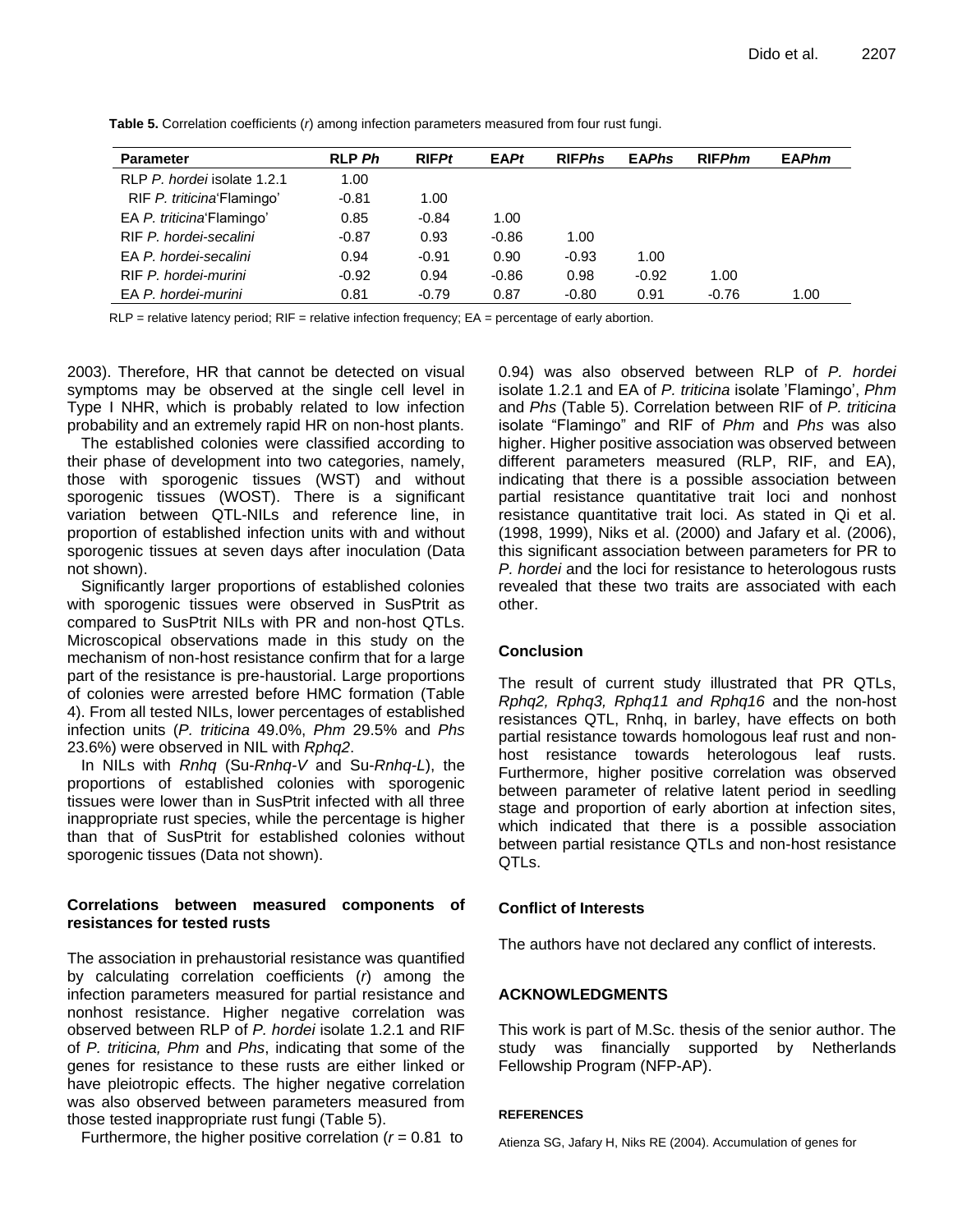**Table 5.** Correlation coefficients (*r*) among infection parameters measured from four rust fungi.

| Parameter | RLP *Ph* | RIF*Pt* | EA*Pt* | RIF*Phs* | EA*Phs* | RIF*Phm* | EA*Phm* |
|---|---|---|---|---|---|---|---|
| RLP *P. hordei* isolate 1.2.1 | 1.00 | | | | | | |
| RIF *P. triticina*'Flamingo' | -0.81 | 1.00 | | | | | |
| EA *P. triticina*'Flamingo' | 0.85 | -0.84 | 1.00 | | | | |
| RIF *P. hordei-secalini* | -0.87 | 0.93 | -0.86 | 1.00 | | | |
| EA *P. hordei-secalini* | 0.94 | -0.91 | 0.90 | -0.93 | 1.00 | | |
| RIF *P. hordei-murini* | -0.92 | 0.94 | -0.86 | 0.98 | -0.92 | 1.00 | |
| EA *P. hordei-murini* | 0.81 | -0.79 | 0.87 | -0.80 | 0.91 | -0.76 | 1.00 |

RLP = relative latency period; RIF = relative infection frequency; EA = percentage of early abortion.

2003). Therefore, HR that cannot be detected on visual symptoms may be observed at the single cell level in Type I NHR, which is probably related to low infection probability and an extremely rapid HR on non-host plants.

The established colonies were classified according to their phase of development into two categories, namely, those with sporogenic tissues (WST) and without sporogenic tissues (WOST). There is a significant variation between QTL-NILs and reference line, in proportion of established infection units with and without sporogenic tissues at seven days after inoculation (Data not shown).

Significantly larger proportions of established colonies with sporogenic tissues were observed in SusPtrit as compared to SusPtrit NILs with PR and non-host QTLs. Microscopical observations made in this study on the mechanism of non-host resistance confirm that for a large part of the resistance is pre-haustorial. Large proportions of colonies were arrested before HMC formation (Table 4). From all tested NILs, lower percentages of established infection units (*P. triticina* 49.0%, *Phm* 29.5% and *Phs* 23.6%) were observed in NIL with *Rphq2*.

In NILs with *Rnhq* (Su-*Rnhq-V* and Su-*Rnhq-L*), the proportions of established colonies with sporogenic tissues were lower than in SusPtrit infected with all three inappropriate rust species, while the percentage is higher than that of SusPtrit for established colonies without sporogenic tissues (Data not shown).

### Correlations between measured components of resistances for tested rusts

The association in prehaustorial resistance was quantified by calculating correlation coefficients (*r*) among the infection parameters measured for partial resistance and nonhost resistance. Higher negative correlation was observed between RLP of *P. hordei* isolate 1.2.1 and RIF of *P. triticina, Phm* and *Phs*, indicating that some of the genes for resistance to these rusts are either linked or have pleiotropic effects. The higher negative correlation was also observed between parameters measured from those tested inappropriate rust fungi (Table 5).

Furthermore, the higher positive correlation ($r$ = 0.81 to 0.94) was also observed between RLP of *P. hordei* isolate 1.2.1 and EA of *P. triticina* isolate 'Flamingo', *Phm* and *Phs* (Table 5). Correlation between RIF of *P. triticina* isolate "Flamingo" and RIF of *Phm* and *Phs* was also higher. Higher positive association was observed between different parameters measured (RLP, RIF, and EA), indicating that there is a possible association between partial resistance quantitative trait loci and nonhost resistance quantitative trait loci. As stated in Qi et al. (1998, 1999), Niks et al. (2000) and Jafary et al. (2006), this significant association between parameters for PR to *P. hordei* and the loci for resistance to heterologous rusts revealed that these two traits are associated with each other.

## Conclusion

The result of current study illustrated that PR QTLs, *Rphq2, Rphq3, Rphq11 and Rphq16* and the non-host resistances QTL, Rnhq, in barley, have effects on both partial resistance towards homologous leaf rust and non-host resistance towards heterologous leaf rusts. Furthermore, higher positive correlation was observed between parameter of relative latent period in seedling stage and proportion of early abortion at infection sites, which indicated that there is a possible association between partial resistance QTLs and non-host resistance QTLs.

## Conflict of Interests

The authors have not declared any conflict of interests.

## ACKNOWLEDGMENTS

This work is part of M.Sc. thesis of the senior author. The study was financially supported by Netherlands Fellowship Program (NFP-AP).

## REFERENCES

Atienza SG, Jafary H, Niks RE (2004). Accumulation of genes for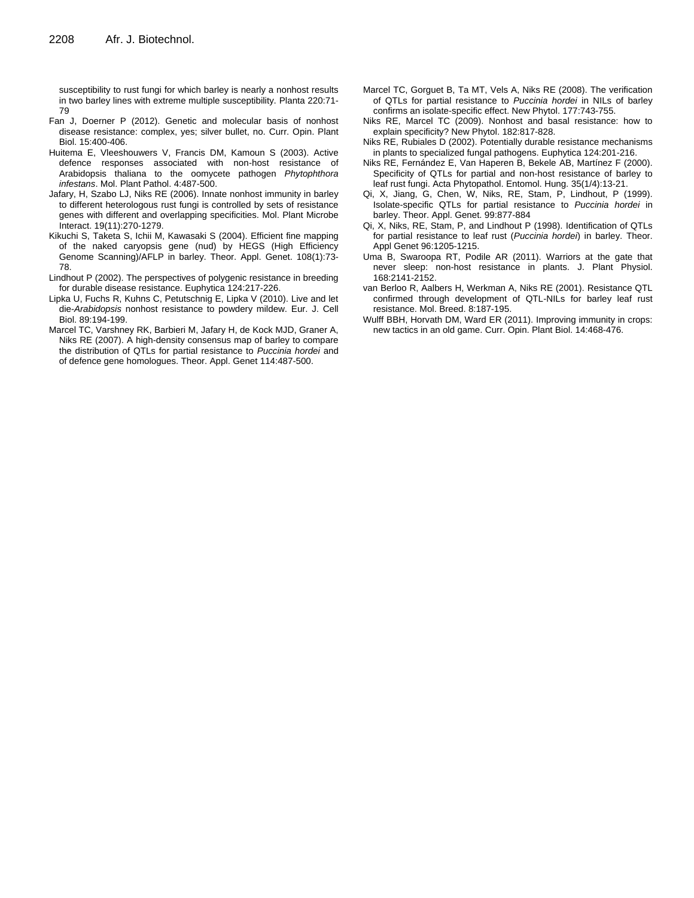susceptibility to rust fungi for which barley is nearly a nonhost results in two barley lines with extreme multiple susceptibility. Planta 220:71-79

Fan J, Doerner P (2012). Genetic and molecular basis of nonhost disease resistance: complex, yes; silver bullet, no. Curr. Opin. Plant Biol. 15:400-406.

Huitema E, Vleeshouwers V, Francis DM, Kamoun S (2003). Active defence responses associated with non-host resistance of Arabidopsis thaliana to the oomycete pathogen *Phytophthora infestans*. Mol. Plant Pathol. 4:487-500.

Jafary, H, Szabo LJ, Niks RE (2006). Innate nonhost immunity in barley to different heterologous rust fungi is controlled by sets of resistance genes with different and overlapping specificities. Mol. Plant Microbe Interact. 19(11):270-1279.

Kikuchi S, Taketa S, Ichii M, Kawasaki S (2004). Efficient fine mapping of the naked caryopsis gene (nud) by HEGS (High Efficiency Genome Scanning)/AFLP in barley. Theor. Appl. Genet. 108(1):73-78.

Lindhout P (2002). The perspectives of polygenic resistance in breeding for durable disease resistance. Euphytica 124:217-226.

Lipka U, Fuchs R, Kuhns C, Petutschnig E, Lipka V (2010). Live and let die-*Arabidopsis* nonhost resistance to powdery mildew. Eur. J. Cell Biol. 89:194-199.

Marcel TC, Varshney RK, Barbieri M, Jafary H, de Kock MJD, Graner A, Niks RE (2007). A high-density consensus map of barley to compare the distribution of QTLs for partial resistance to *Puccinia hordei* and of defence gene homologues. Theor. Appl. Genet 114:487-500.

Marcel TC, Gorguet B, Ta MT, Vels A, Niks RE (2008). The verification of QTLs for partial resistance to *Puccinia hordei* in NILs of barley confirms an isolate-specific effect. New Phytol. 177:743-755.

Niks RE, Marcel TC (2009). Nonhost and basal resistance: how to explain specificity? New Phytol. 182:817-828.

Niks RE, Rubiales D (2002). Potentially durable resistance mechanisms in plants to specialized fungal pathogens. Euphytica 124:201-216.

Niks RE, Fernández E, Van Haperen B, Bekele AB, Martínez F (2000). Specificity of QTLs for partial and non-host resistance of barley to leaf rust fungi. Acta Phytopathol. Entomol. Hung. 35(1/4):13-21.

Qi, X, Jiang, G, Chen, W, Niks, RE, Stam, P, Lindhout, P (1999). Isolate-specific QTLs for partial resistance to *Puccinia hordei* in barley. Theor. Appl. Genet. 99:877-884

Qi, X, Niks, RE, Stam, P, and Lindhout P (1998). Identification of QTLs for partial resistance to leaf rust (*Puccinia hordei*) in barley. Theor. Appl Genet 96:1205-1215.

Uma B, Swaroopa RT, Podile AR (2011). Warriors at the gate that never sleep: non-host resistance in plants. J. Plant Physiol. 168:2141-2152.

van Berloo R, Aalbers H, Werkman A, Niks RE (2001). Resistance QTL confirmed through development of QTL-NILs for barley leaf rust resistance. Mol. Breed. 8:187-195.

Wulff BBH, Horvath DM, Ward ER (2011). Improving immunity in crops: new tactics in an old game. Curr. Opin. Plant Biol. 14:468-476.